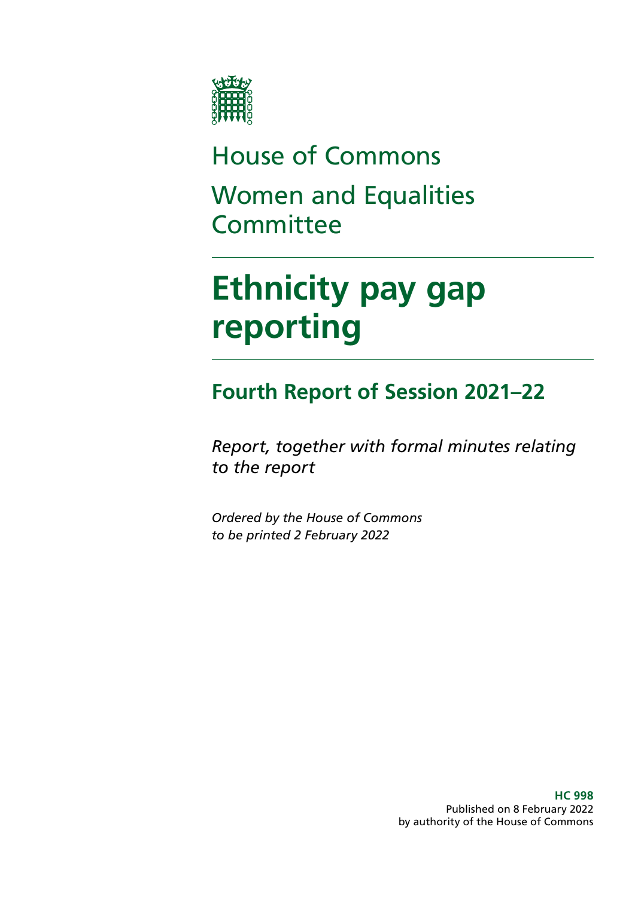House of Commons

Women and Equalities Committee

# Ethnicity pay gap reporting

## Fourth Report of Session 2021–22

*Report, together with formal minutes relating to the report*

*Ordered by the House of Commons to be printed 2 February 2022*

**HC 998**
Published on 8 February 2022
by authority of the House of Commons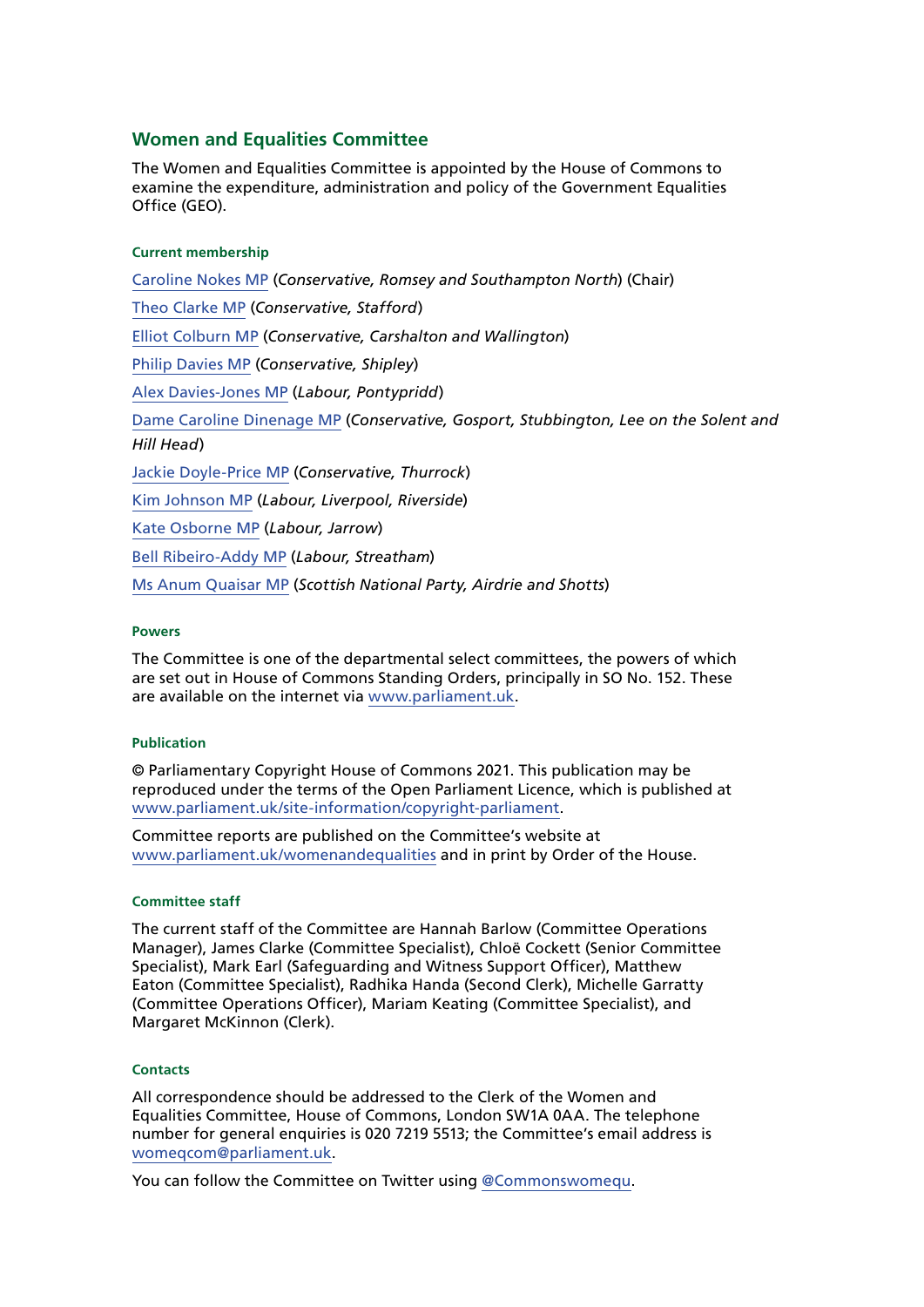## Women and Equalities Committee

The Women and Equalities Committee is appointed by the House of Commons to examine the expenditure, administration and policy of the Government Equalities Office (GEO).

#### Current membership

Caroline Nokes MP (*Conservative, Romsey and Southampton North*) (Chair)

Theo Clarke MP (*Conservative, Stafford*)

Elliot Colburn MP (*Conservative, Carshalton and Wallington*)

Philip Davies MP (*Conservative, Shipley*)

Alex Davies-Jones MP (*Labour, Pontypridd*)

Dame Caroline Dinenage MP (*Conservative, Gosport, Stubbington, Lee on the Solent and Hill Head*)

Jackie Doyle-Price MP (*Conservative, Thurrock*)

Kim Johnson MP (*Labour, Liverpool, Riverside*)

Kate Osborne MP (*Labour, Jarrow*)

Bell Ribeiro-Addy MP (*Labour, Streatham*)

Ms Anum Quaisar MP (*Scottish National Party, Airdrie and Shotts*)

#### Powers

The Committee is one of the departmental select committees, the powers of which are set out in House of Commons Standing Orders, principally in SO No. 152. These are available on the internet via www.parliament.uk.

#### Publication

© Parliamentary Copyright House of Commons 2021. This publication may be reproduced under the terms of the Open Parliament Licence, which is published at www.parliament.uk/site-information/copyright-parliament.

Committee reports are published on the Committee's website at www.parliament.uk/womenandequalities and in print by Order of the House.

#### Committee staff

The current staff of the Committee are Hannah Barlow (Committee Operations Manager), James Clarke (Committee Specialist), Chloë Cockett (Senior Committee Specialist), Mark Earl (Safeguarding and Witness Support Officer), Matthew Eaton (Committee Specialist), Radhika Handa (Second Clerk), Michelle Garratty (Committee Operations Officer), Mariam Keating (Committee Specialist), and Margaret McKinnon (Clerk).

#### Contacts

All correspondence should be addressed to the Clerk of the Women and Equalities Committee, House of Commons, London SW1A 0AA. The telephone number for general enquiries is 020 7219 5513; the Committee's email address is womeqcom@parliament.uk.

You can follow the Committee on Twitter using @Commonswomequ.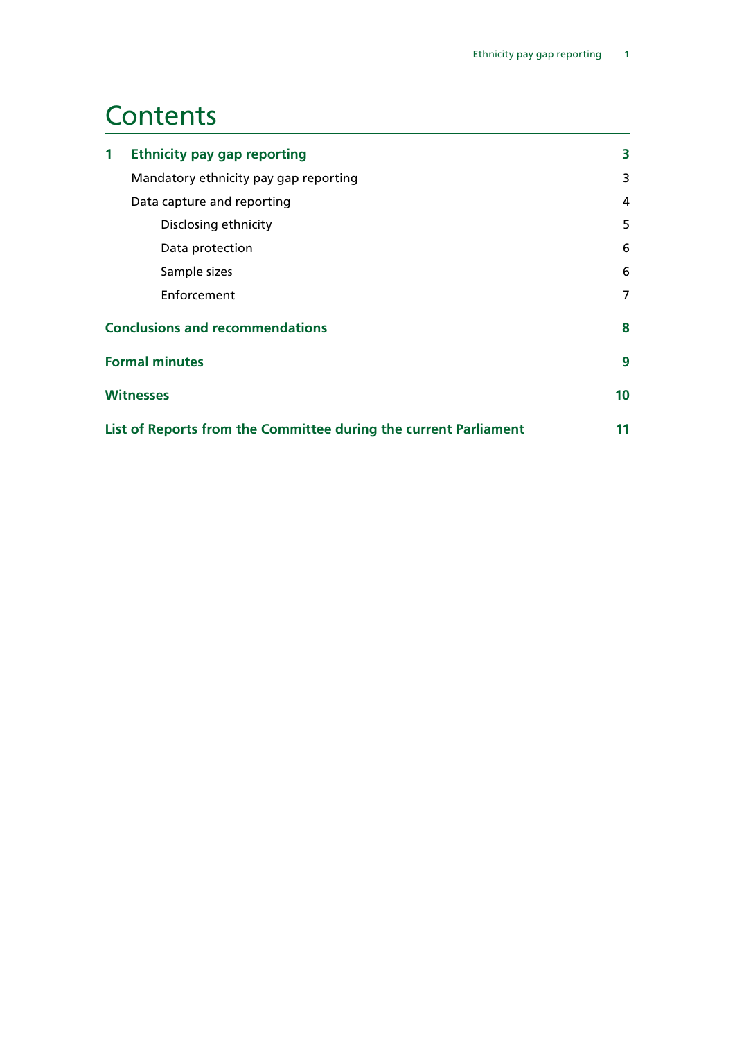# Contents

| | | |
|---|---|---|
| **1** | **Ethnicity pay gap reporting** | **3** |
| | Mandatory ethnicity pay gap reporting | 3 |
| | Data capture and reporting | 4 |
| | Disclosing ethnicity | 5 |
| | Data protection | 6 |
| | Sample sizes | 6 |
| | Enforcement | 7 |
| **Conclusions and recommendations** | | **8** |
| **Formal minutes** | | **9** |
| **Witnesses** | | **10** |
| **List of Reports from the Committee during the current Parliament** | | **11** |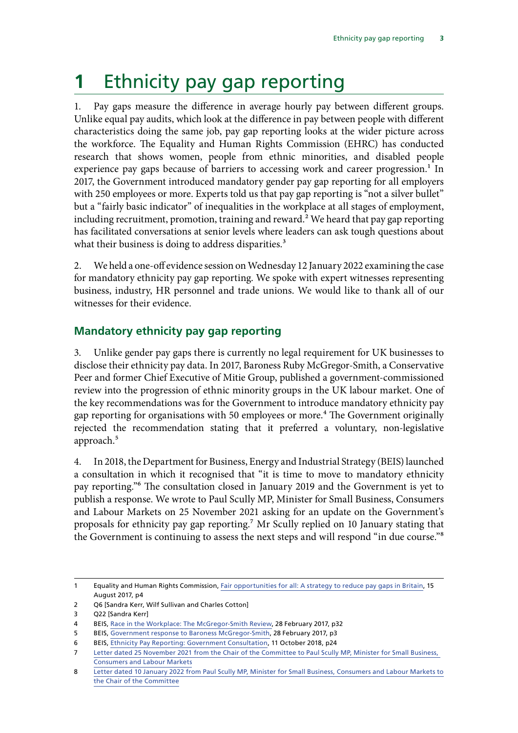# 1 Ethnicity pay gap reporting

1. Pay gaps measure the difference in average hourly pay between different groups. Unlike equal pay audits, which look at the difference in pay between people with different characteristics doing the same job, pay gap reporting looks at the wider picture across the workforce. The Equality and Human Rights Commission (EHRC) has conducted research that shows women, people from ethnic minorities, and disabled people experience pay gaps because of barriers to accessing work and career progression.[1] In 2017, the Government introduced mandatory gender pay gap reporting for all employers with 250 employees or more. Experts told us that pay gap reporting is "not a silver bullet" but a "fairly basic indicator" of inequalities in the workplace at all stages of employment, including recruitment, promotion, training and reward.[2] We heard that pay gap reporting has facilitated conversations at senior levels where leaders can ask tough questions about what their business is doing to address disparities.[3]

2. We held a one-off evidence session on Wednesday 12 January 2022 examining the case for mandatory ethnicity pay gap reporting. We spoke with expert witnesses representing business, industry, HR personnel and trade unions. We would like to thank all of our witnesses for their evidence.

## Mandatory ethnicity pay gap reporting

3. Unlike gender pay gaps there is currently no legal requirement for UK businesses to disclose their ethnicity pay data. In 2017, Baroness Ruby McGregor-Smith, a Conservative Peer and former Chief Executive of Mitie Group, published a government-commissioned review into the progression of ethnic minority groups in the UK labour market. One of the key recommendations was for the Government to introduce mandatory ethnicity pay gap reporting for organisations with 50 employees or more.[4] The Government originally rejected the recommendation stating that it preferred a voluntary, non-legislative approach.[5]

4. In 2018, the Department for Business, Energy and Industrial Strategy (BEIS) launched a consultation in which it recognised that "it is time to move to mandatory ethnicity pay reporting."[6] The consultation closed in January 2019 and the Government is yet to publish a response. We wrote to Paul Scully MP, Minister for Small Business, Consumers and Labour Markets on 25 November 2021 asking for an update on the Government's proposals for ethnicity pay gap reporting.[7] Mr Scully replied on 10 January stating that the Government is continuing to assess the next steps and will respond "in due course."[8]

---

1 Equality and Human Rights Commission, Fair opportunities for all: A strategy to reduce pay gaps in Britain, 15 August 2017, p4

2 Q6 [Sandra Kerr, Wilf Sullivan and Charles Cotton]

3 Q22 [Sandra Kerr]

4 BEIS, Race in the Workplace: The McGregor-Smith Review, 28 February 2017, p32

5 BEIS, Government response to Baroness McGregor-Smith, 28 February 2017, p3

6 BEIS, Ethnicity Pay Reporting: Government Consultation, 11 October 2018, p24

7 Letter dated 25 November 2021 from the Chair of the Committee to Paul Scully MP, Minister for Small Business, Consumers and Labour Markets

8 Letter dated 10 January 2022 from Paul Scully MP, Minister for Small Business, Consumers and Labour Markets to the Chair of the Committee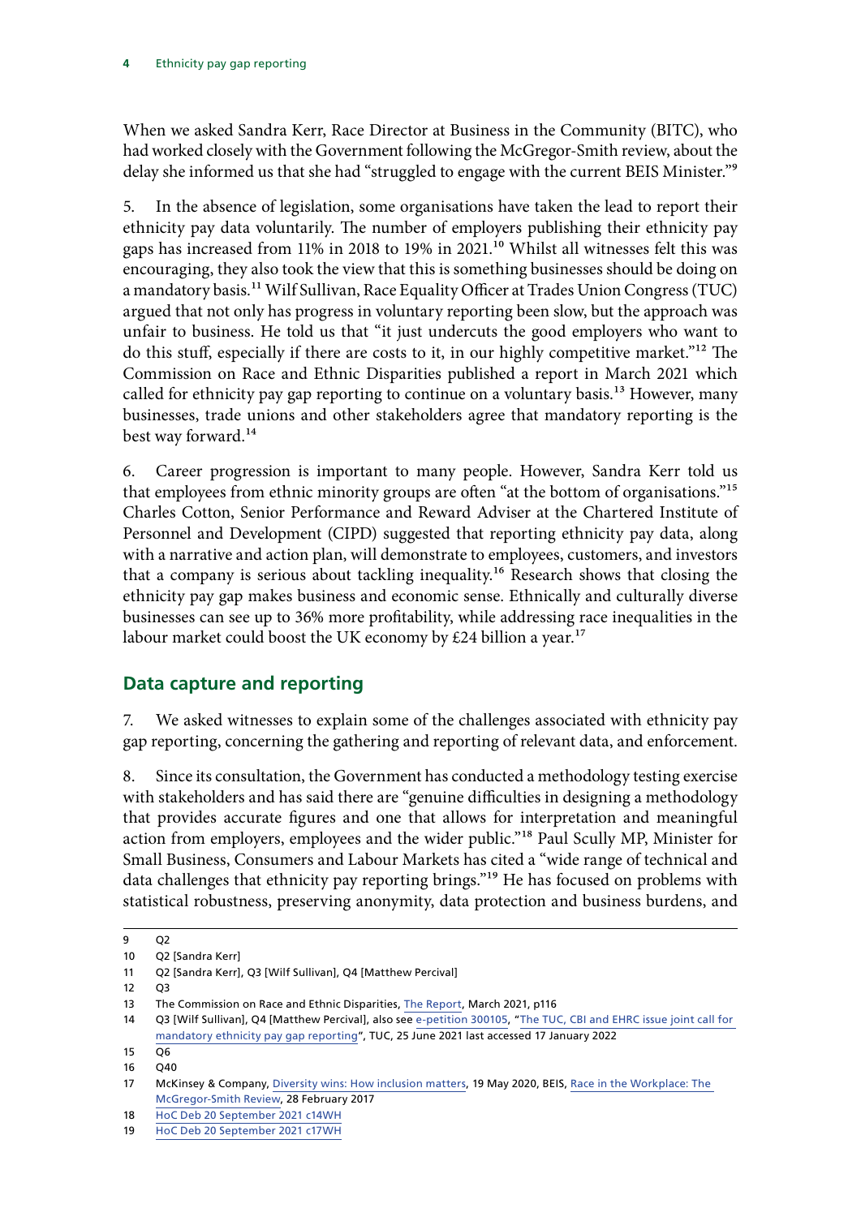When we asked Sandra Kerr, Race Director at Business in the Community (BITC), who had worked closely with the Government following the McGregor-Smith review, about the delay she informed us that she had "struggled to engage with the current BEIS Minister."[9]

5. In the absence of legislation, some organisations have taken the lead to report their ethnicity pay data voluntarily. The number of employers publishing their ethnicity pay gaps has increased from 11% in 2018 to 19% in 2021.[10] Whilst all witnesses felt this was encouraging, they also took the view that this is something businesses should be doing on a mandatory basis.[11] Wilf Sullivan, Race Equality Officer at Trades Union Congress (TUC) argued that not only has progress in voluntary reporting been slow, but the approach was unfair to business. He told us that "it just undercuts the good employers who want to do this stuff, especially if there are costs to it, in our highly competitive market."[12] The Commission on Race and Ethnic Disparities published a report in March 2021 which called for ethnicity pay gap reporting to continue on a voluntary basis.[13] However, many businesses, trade unions and other stakeholders agree that mandatory reporting is the best way forward.[14]

6. Career progression is important to many people. However, Sandra Kerr told us that employees from ethnic minority groups are often "at the bottom of organisations."[15] Charles Cotton, Senior Performance and Reward Adviser at the Chartered Institute of Personnel and Development (CIPD) suggested that reporting ethnicity pay data, along with a narrative and action plan, will demonstrate to employees, customers, and investors that a company is serious about tackling inequality.[16] Research shows that closing the ethnicity pay gap makes business and economic sense. Ethnically and culturally diverse businesses can see up to 36% more profitability, while addressing race inequalities in the labour market could boost the UK economy by £24 billion a year.[17]

## Data capture and reporting

7. We asked witnesses to explain some of the challenges associated with ethnicity pay gap reporting, concerning the gathering and reporting of relevant data, and enforcement.

8. Since its consultation, the Government has conducted a methodology testing exercise with stakeholders and has said there are "genuine difficulties in designing a methodology that provides accurate figures and one that allows for interpretation and meaningful action from employers, employees and the wider public."[18] Paul Scully MP, Minister for Small Business, Consumers and Labour Markets has cited a "wide range of technical and data challenges that ethnicity pay reporting brings."[19] He has focused on problems with statistical robustness, preserving anonymity, data protection and business burdens, and

---

9 Q2

10 Q2 [Sandra Kerr]

11 Q2 [Sandra Kerr], Q3 [Wilf Sullivan], Q4 [Matthew Percival]

12 Q3

13 The Commission on Race and Ethnic Disparities, The Report, March 2021, p116

14 Q3 [Wilf Sullivan], Q4 [Matthew Percival], also see e-petition 300105, "The TUC, CBI and EHRC issue joint call for mandatory ethnicity pay gap reporting", TUC, 25 June 2021 last accessed 17 January 2022

15 Q6

16 Q40

17 McKinsey & Company, Diversity wins: How inclusion matters, 19 May 2020, BEIS, Race in the Workplace: The McGregor-Smith Review, 28 February 2017

18 HoC Deb 20 September 2021 c14WH

19 HoC Deb 20 September 2021 c17WH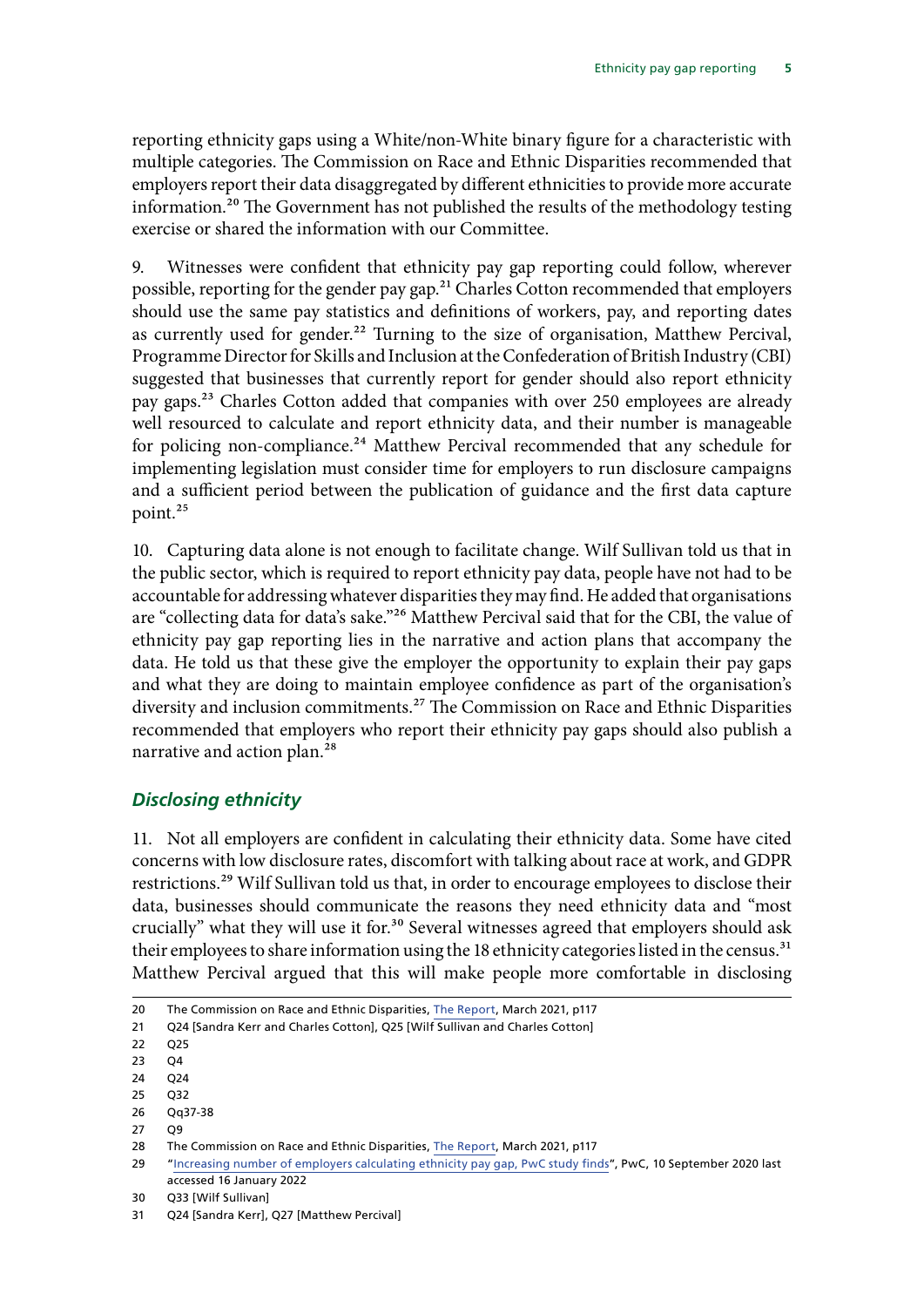reporting ethnicity gaps using a White/non-White binary figure for a characteristic with multiple categories. The Commission on Race and Ethnic Disparities recommended that employers report their data disaggregated by different ethnicities to provide more accurate information.[20] The Government has not published the results of the methodology testing exercise or shared the information with our Committee.

9. Witnesses were confident that ethnicity pay gap reporting could follow, wherever possible, reporting for the gender pay gap.[21] Charles Cotton recommended that employers should use the same pay statistics and definitions of workers, pay, and reporting dates as currently used for gender.[22] Turning to the size of organisation, Matthew Percival, Programme Director for Skills and Inclusion at the Confederation of British Industry (CBI) suggested that businesses that currently report for gender should also report ethnicity pay gaps.[23] Charles Cotton added that companies with over 250 employees are already well resourced to calculate and report ethnicity data, and their number is manageable for policing non-compliance.[24] Matthew Percival recommended that any schedule for implementing legislation must consider time for employers to run disclosure campaigns and a sufficient period between the publication of guidance and the first data capture point.[25]

10. Capturing data alone is not enough to facilitate change. Wilf Sullivan told us that in the public sector, which is required to report ethnicity pay data, people have not had to be accountable for addressing whatever disparities they may find. He added that organisations are "collecting data for data's sake."[26] Matthew Percival said that for the CBI, the value of ethnicity pay gap reporting lies in the narrative and action plans that accompany the data. He told us that these give the employer the opportunity to explain their pay gaps and what they are doing to maintain employee confidence as part of the organisation's diversity and inclusion commitments.[27] The Commission on Race and Ethnic Disparities recommended that employers who report their ethnicity pay gaps should also publish a narrative and action plan.[28]

### *Disclosing ethnicity*

11. Not all employers are confident in calculating their ethnicity data. Some have cited concerns with low disclosure rates, discomfort with talking about race at work, and GDPR restrictions.[29] Wilf Sullivan told us that, in order to encourage employees to disclose their data, businesses should communicate the reasons they need ethnicity data and "most crucially" what they will use it for.[30] Several witnesses agreed that employers should ask their employees to share information using the 18 ethnicity categories listed in the census.[31] Matthew Percival argued that this will make people more comfortable in disclosing

---

20 The Commission on Race and Ethnic Disparities, The Report, March 2021, p117

21 Q24 [Sandra Kerr and Charles Cotton], Q25 [Wilf Sullivan and Charles Cotton]

22 Q25

23 Q4

24 Q24

25 Q32

26 Qq37-38

27 Q9

28 The Commission on Race and Ethnic Disparities, The Report, March 2021, p117

29 "Increasing number of employers calculating ethnicity pay gap, PwC study finds", PwC, 10 September 2020 last accessed 16 January 2022

30 Q33 [Wilf Sullivan]

31 Q24 [Sandra Kerr], Q27 [Matthew Percival]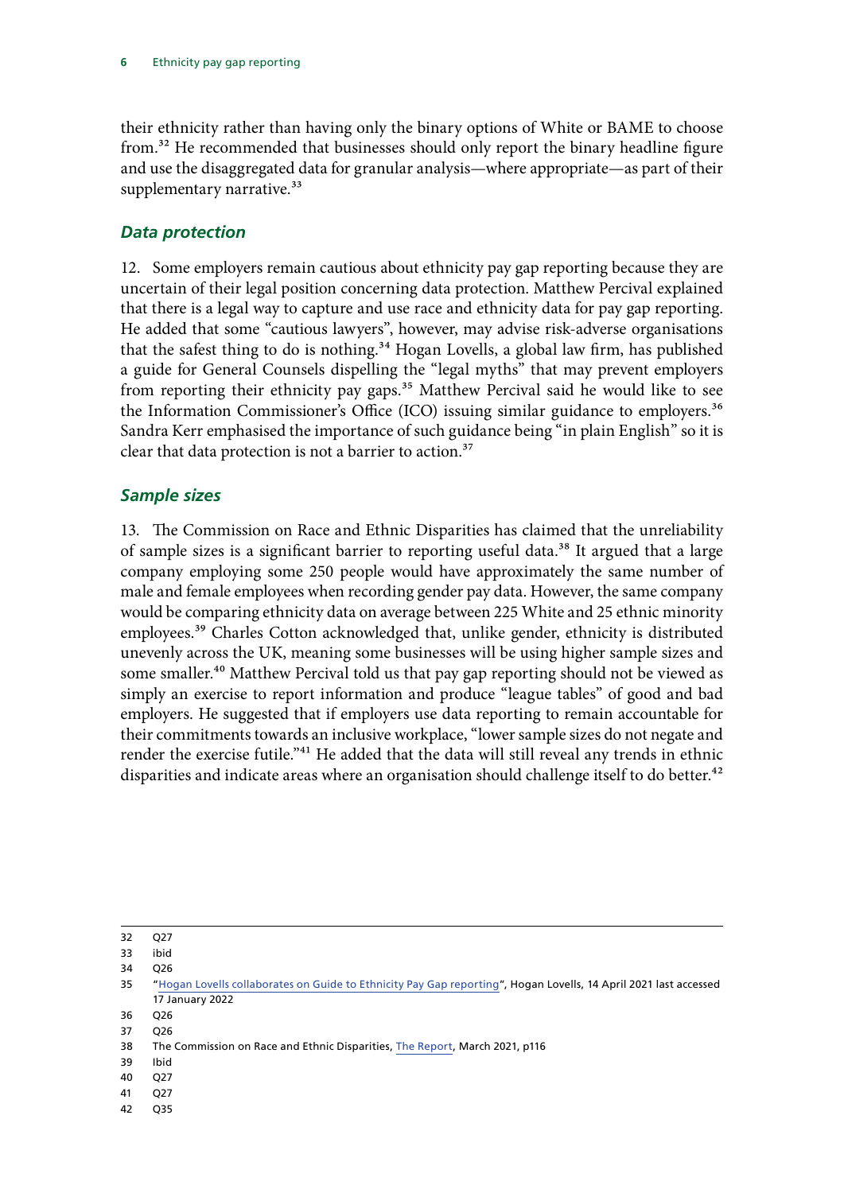their ethnicity rather than having only the binary options of White or BAME to choose from.[32] He recommended that businesses should only report the binary headline figure and use the disaggregated data for granular analysis—where appropriate—as part of their supplementary narrative.[33]

### *Data protection*

12. Some employers remain cautious about ethnicity pay gap reporting because they are uncertain of their legal position concerning data protection. Matthew Percival explained that there is a legal way to capture and use race and ethnicity data for pay gap reporting. He added that some "cautious lawyers", however, may advise risk-adverse organisations that the safest thing to do is nothing.[34] Hogan Lovells, a global law firm, has published a guide for General Counsels dispelling the "legal myths" that may prevent employers from reporting their ethnicity pay gaps.[35] Matthew Percival said he would like to see the Information Commissioner's Office (ICO) issuing similar guidance to employers.[36] Sandra Kerr emphasised the importance of such guidance being "in plain English" so it is clear that data protection is not a barrier to action.[37]

### *Sample sizes*

13. The Commission on Race and Ethnic Disparities has claimed that the unreliability of sample sizes is a significant barrier to reporting useful data.[38] It argued that a large company employing some 250 people would have approximately the same number of male and female employees when recording gender pay data. However, the same company would be comparing ethnicity data on average between 225 White and 25 ethnic minority employees.[39] Charles Cotton acknowledged that, unlike gender, ethnicity is distributed unevenly across the UK, meaning some businesses will be using higher sample sizes and some smaller.[40] Matthew Percival told us that pay gap reporting should not be viewed as simply an exercise to report information and produce "league tables" of good and bad employers. He suggested that if employers use data reporting to remain accountable for their commitments towards an inclusive workplace, "lower sample sizes do not negate and render the exercise futile."[41] He added that the data will still reveal any trends in ethnic disparities and indicate areas where an organisation should challenge itself to do better.[42]

---

32 Q27

33 ibid

34 Q26

35 "Hogan Lovells collaborates on Guide to Ethnicity Pay Gap reporting", Hogan Lovells, 14 April 2021 last accessed 17 January 2022

36 Q26

37 Q26

38 The Commission on Race and Ethnic Disparities, The Report, March 2021, p116

39 Ibid

40 Q27

41 Q27

42 Q35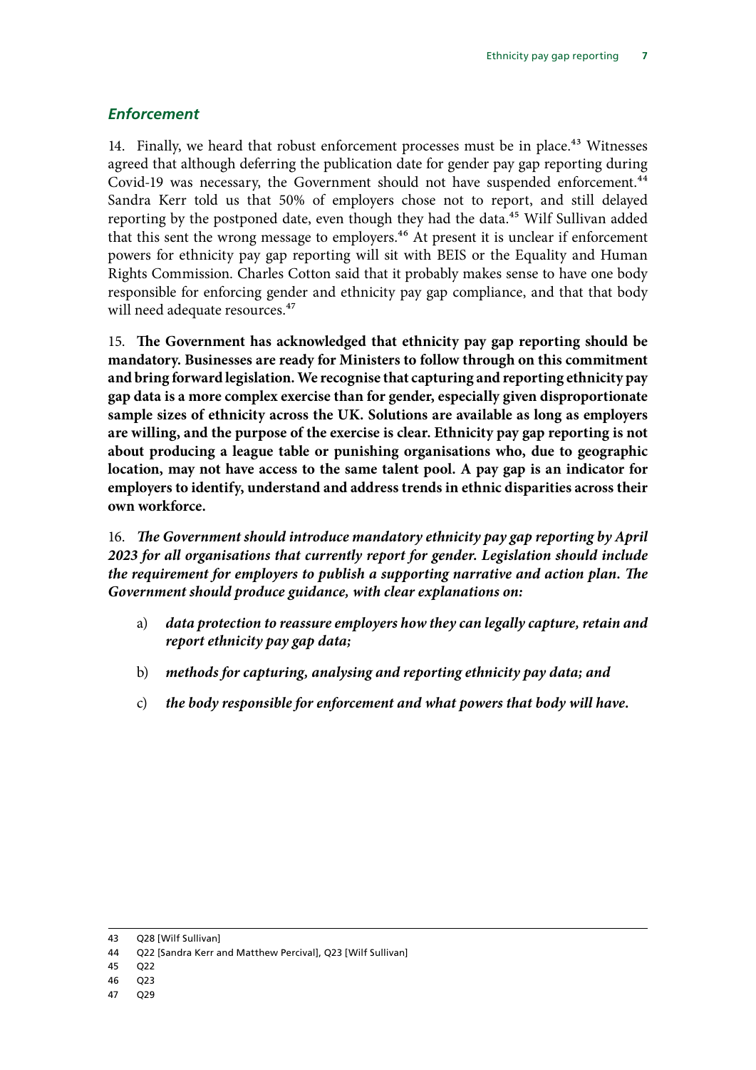### *Enforcement*

14. Finally, we heard that robust enforcement processes must be in place.[43] Witnesses agreed that although deferring the publication date for gender pay gap reporting during Covid-19 was necessary, the Government should not have suspended enforcement.[44] Sandra Kerr told us that 50% of employers chose not to report, and still delayed reporting by the postponed date, even though they had the data.[45] Wilf Sullivan added that this sent the wrong message to employers.[46] At present it is unclear if enforcement powers for ethnicity pay gap reporting will sit with BEIS or the Equality and Human Rights Commission. Charles Cotton said that it probably makes sense to have one body responsible for enforcing gender and ethnicity pay gap compliance, and that that body will need adequate resources.[47]

15. **The Government has acknowledged that ethnicity pay gap reporting should be mandatory. Businesses are ready for Ministers to follow through on this commitment and bring forward legislation. We recognise that capturing and reporting ethnicity pay gap data is a more complex exercise than for gender, especially given disproportionate sample sizes of ethnicity across the UK. Solutions are available as long as employers are willing, and the purpose of the exercise is clear. Ethnicity pay gap reporting is not about producing a league table or punishing organisations who, due to geographic location, may not have access to the same talent pool. A pay gap is an indicator for employers to identify, understand and address trends in ethnic disparities across their own workforce.**

16. ***The Government should introduce mandatory ethnicity pay gap reporting by April 2023 for all organisations that currently report for gender. Legislation should include the requirement for employers to publish a supporting narrative and action plan. The Government should produce guidance, with clear explanations on:***

a) ***data protection to reassure employers how they can legally capture, retain and report ethnicity pay gap data;***

b) ***methods for capturing, analysing and reporting ethnicity pay data; and***

c) ***the body responsible for enforcement and what powers that body will have.***

---

43 Q28 [Wilf Sullivan]

44 Q22 [Sandra Kerr and Matthew Percival], Q23 [Wilf Sullivan]

45 Q22

46 Q23

47 Q29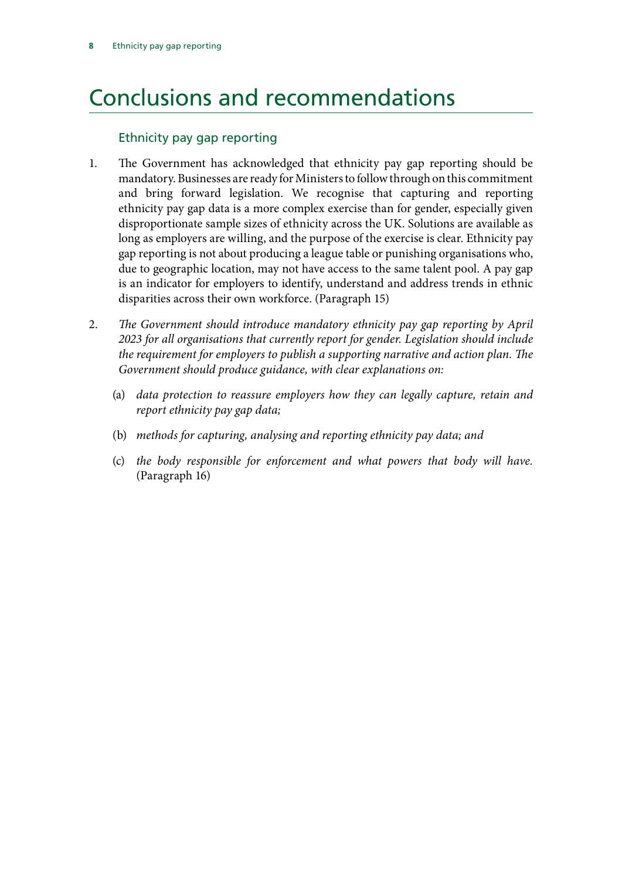# Conclusions and recommendations

### Ethnicity pay gap reporting

1. The Government has acknowledged that ethnicity pay gap reporting should be mandatory. Businesses are ready for Ministers to follow through on this commitment and bring forward legislation. We recognise that capturing and reporting ethnicity pay gap data is a more complex exercise than for gender, especially given disproportionate sample sizes of ethnicity across the UK. Solutions are available as long as employers are willing, and the purpose of the exercise is clear. Ethnicity pay gap reporting is not about producing a league table or punishing organisations who, due to geographic location, may not have access to the same talent pool. A pay gap is an indicator for employers to identify, understand and address trends in ethnic disparities across their own workforce. (Paragraph 15)

2. *The Government should introduce mandatory ethnicity pay gap reporting by April 2023 for all organisations that currently report for gender. Legislation should include the requirement for employers to publish a supporting narrative and action plan. The Government should produce guidance, with clear explanations on:*

    (a) *data protection to reassure employers how they can legally capture, retain and report ethnicity pay gap data;*

    (b) *methods for capturing, analysing and reporting ethnicity pay data; and*

    (c) *the body responsible for enforcement and what powers that body will have.* (Paragraph 16)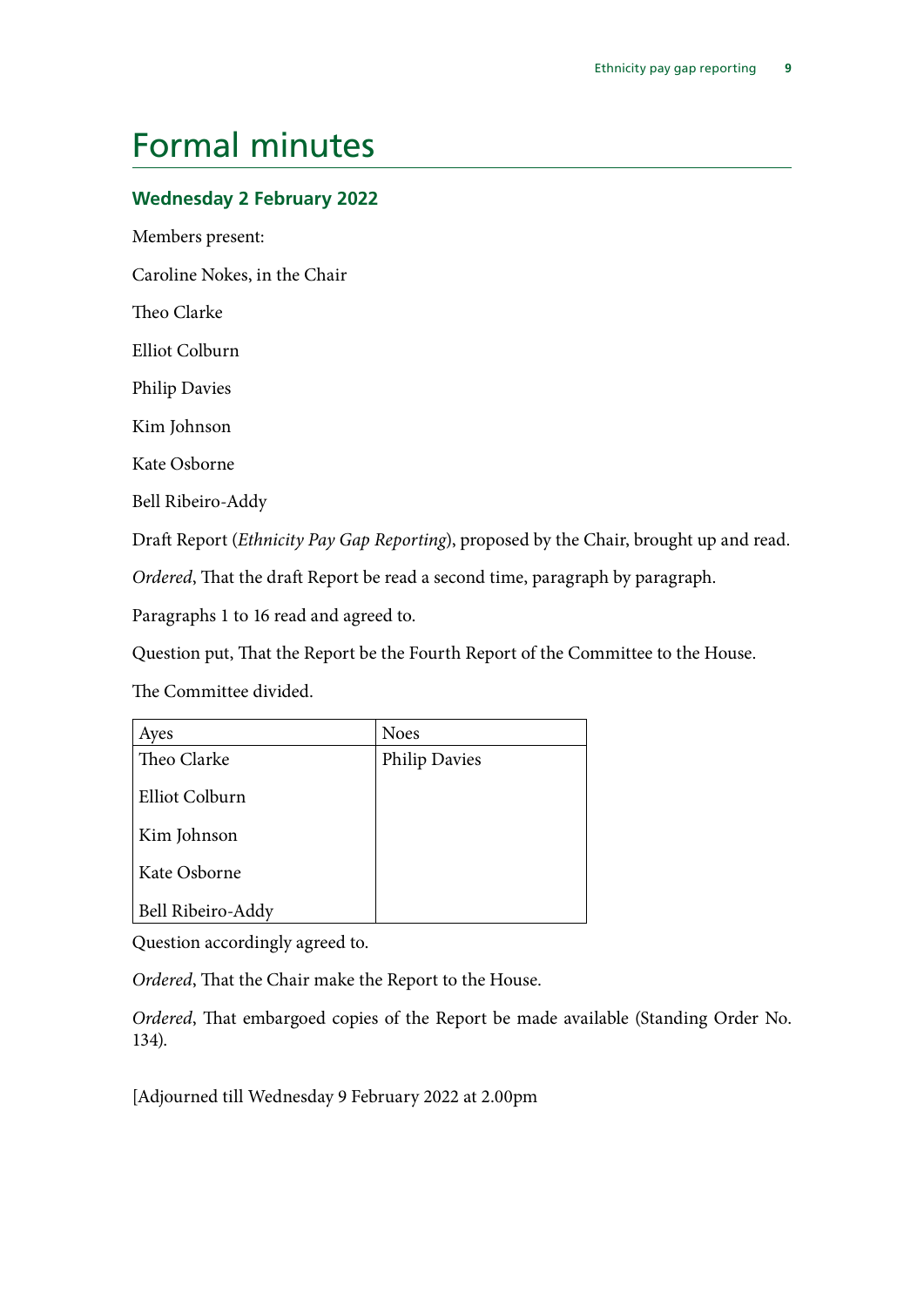# Formal minutes

## Wednesday 2 February 2022

Members present:

Caroline Nokes, in the Chair

Theo Clarke

Elliot Colburn

Philip Davies

Kim Johnson

Kate Osborne

Bell Ribeiro-Addy

Draft Report (*Ethnicity Pay Gap Reporting*), proposed by the Chair, brought up and read.

*Ordered*, That the draft Report be read a second time, paragraph by paragraph.

Paragraphs 1 to 16 read and agreed to.

Question put, That the Report be the Fourth Report of the Committee to the House.

The Committee divided.

| Ayes | Noes |
|---|---|
| Theo Clarke | Philip Davies |
| Elliot Colburn | |
| Kim Johnson | |
| Kate Osborne | |
| Bell Ribeiro-Addy | |

Question accordingly agreed to.

*Ordered*, That the Chair make the Report to the House.

*Ordered*, That embargoed copies of the Report be made available (Standing Order No. 134).

[Adjourned till Wednesday 9 February 2022 at 2.00pm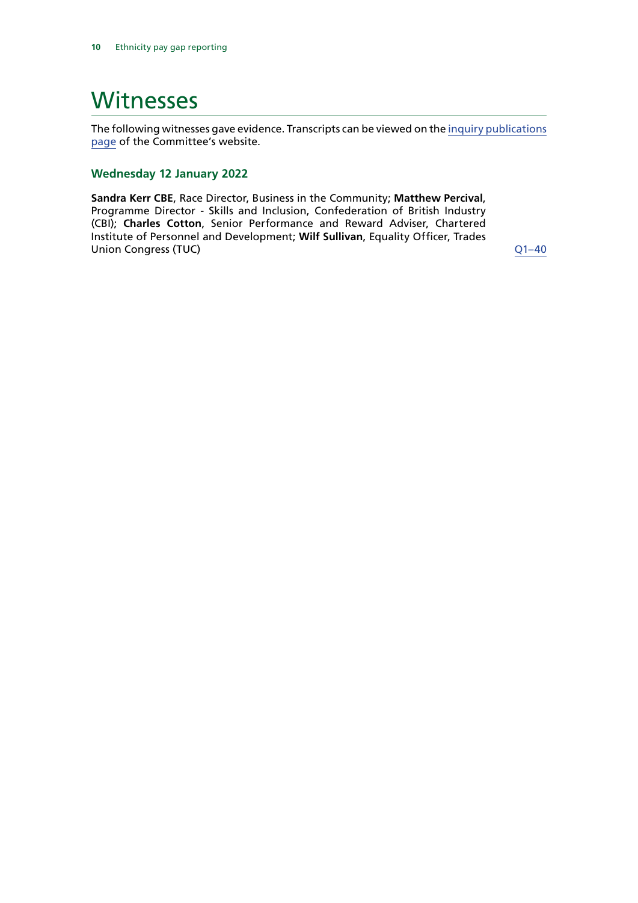# Witnesses

The following witnesses gave evidence. Transcripts can be viewed on the inquiry publications page of the Committee's website.

### Wednesday 12 January 2022

**Sandra Kerr CBE**, Race Director, Business in the Community; **Matthew Percival**, Programme Director - Skills and Inclusion, Confederation of British Industry (CBI); **Charles Cotton**, Senior Performance and Reward Adviser, Chartered Institute of Personnel and Development; **Wilf Sullivan**, Equality Officer, Trades Union Congress (TUC) Q1–40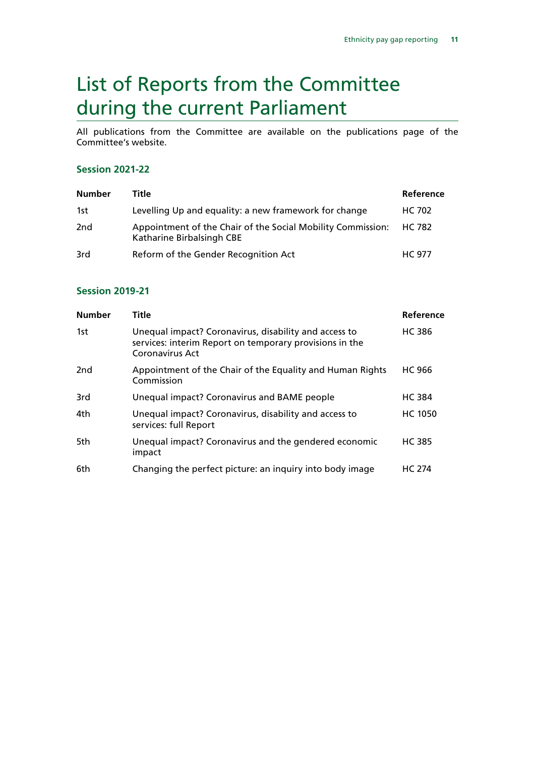# List of Reports from the Committee during the current Parliament

All publications from the Committee are available on the publications page of the Committee's website.

### Session 2021-22

| Number | Title | Reference |
|---|---|---|
| 1st | Levelling Up and equality: a new framework for change | HC 702 |
| 2nd | Appointment of the Chair of the Social Mobility Commission: Katharine Birbalsingh CBE | HC 782 |
| 3rd | Reform of the Gender Recognition Act | HC 977 |

### Session 2019-21

| Number | Title | Reference |
|---|---|---|
| 1st | Unequal impact? Coronavirus, disability and access to services: interim Report on temporary provisions in the Coronavirus Act | HC 386 |
| 2nd | Appointment of the Chair of the Equality and Human Rights Commission | HC 966 |
| 3rd | Unequal impact? Coronavirus and BAME people | HC 384 |
| 4th | Unequal impact? Coronavirus, disability and access to services: full Report | HC 1050 |
| 5th | Unequal impact? Coronavirus and the gendered economic impact | HC 385 |
| 6th | Changing the perfect picture: an inquiry into body image | HC 274 |